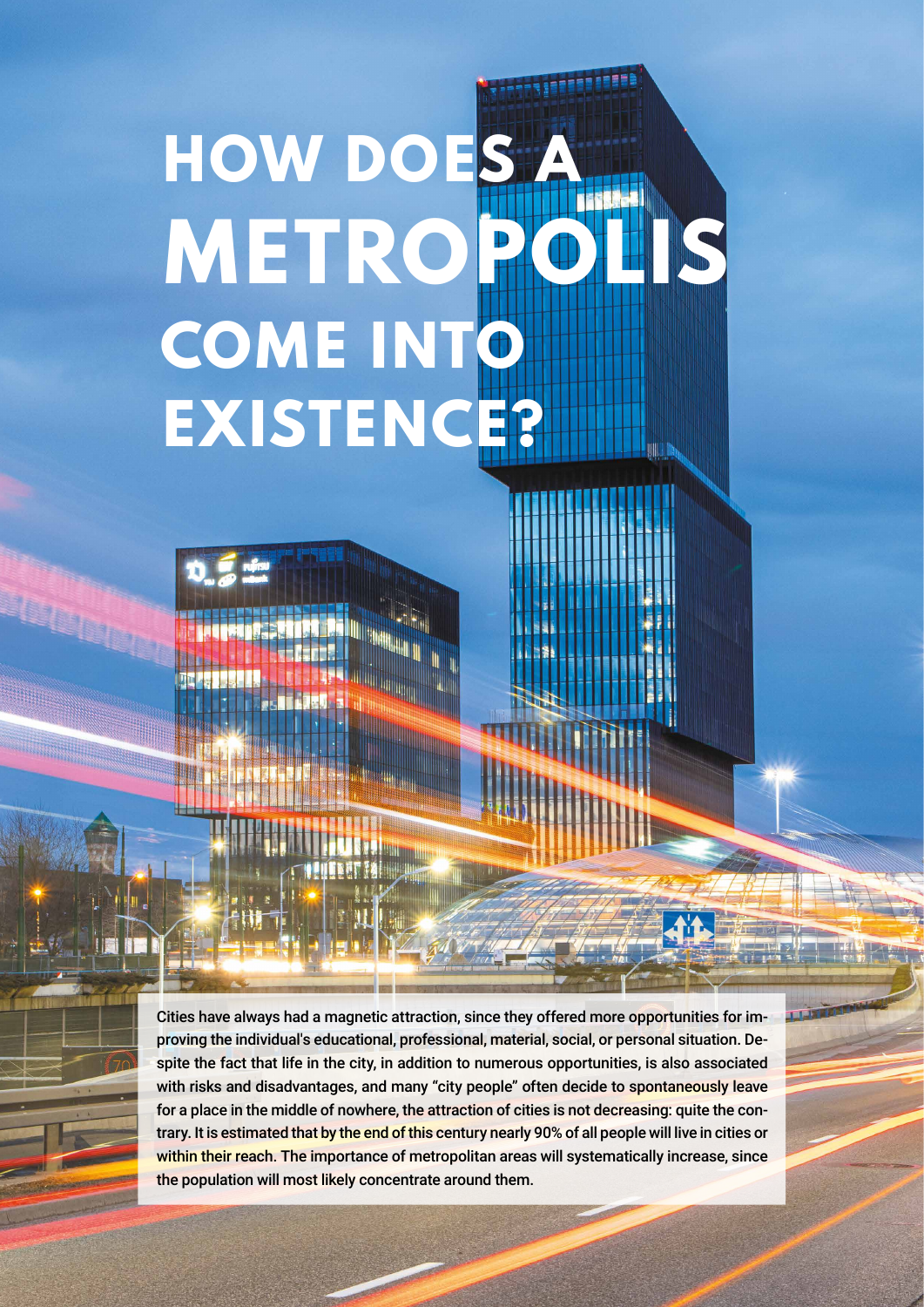# HOW DOES A METROPOLIS COME INTO EXISTENCE?

Cities have always had a magnetic attraction, since they offered more opportunities for improving the individual's educational, professional, material, social, or personal situation. Despite the fact that life in the city, in addition to numerous opportunities, is also associated with risks and disadvantages, and many "city people" often decide to spontaneously leave for a place in the middle of nowhere, the attraction of cities is not decreasing: quite the contrary. It is estimated that by the end of this century nearly 90% of all people will live in cities or within their reach. The importance of metropolitan areas will systematically increase, since the population will most likely concentrate around them.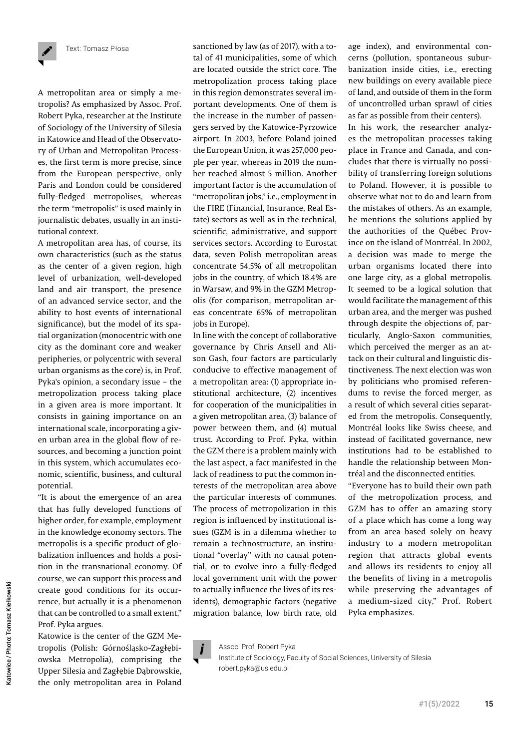Text: Tomasz Płosa

A metropolitan area or simply a metropolis? As emphasized by Assoc. Prof. Robert Pyka, researcher at the Institute of Sociology of the University of Silesia in Katowice and Head of the Observatory of Urban and Metropolitan Processes, the first term is more precise, since from the European perspective, only Paris and London could be considered fully-fledged metropolises, whereas the term "metropolis" is used mainly in journalistic debates, usually in an institutional context.

A metropolitan area has, of course, its own characteristics (such as the status as the center of a given region, high level of urbanization, well-developed land and air transport, the presence of an advanced service sector, and the ability to host events of international significance), but the model of its spatial organization (monocentric with one city as the dominant core and weaker peripheries, or polycentric with several urban organisms as the core) is, in Prof. Pyka's opinion, a secondary issue – the metropolization process taking place in a given area is more important. It consists in gaining importance on an international scale, incorporating a given urban area in the global flow of resources, and becoming a junction point in this system, which accumulates economic, scientific, business, and cultural potential.

"It is about the emergence of an area that has fully developed functions of higher order, for example, employment in the knowledge economy sectors. The metropolis is a specific product of globalization influences and holds a position in the transnational economy. Of course, we can support this process and create good conditions for its occurrence, but actually it is a phenomenon that can be controlled to a small extent," Prof. Pyka argues.

Katowice is the center of the GZM Metropolis (Polish: Górnośląsko-Zagłębiowska Metropolia), comprising the Upper Silesia and Zagłębie Dąbrowskie, the only metropolitan area in Poland sanctioned by law (as of 2017), with a total of 41 municipalities, some of which are located outside the strict core. The metropolization process taking place in this region demonstrates several important developments. One of them is the increase in the number of passengers served by the Katowice-Pyrzowice airport. In 2003, before Poland joined the European Union, it was 257,000 people per year, whereas in 2019 the number reached almost 5 million. Another important factor is the accumulation of "metropolitan jobs," i.e., employment in the FIRE (Financial, Insurance, Real Estate) sectors as well as in the technical, scientific, administrative, and support services sectors. According to Eurostat data, seven Polish metropolitan areas concentrate 54.5% of all metropolitan jobs in the country, of which 18.4% are in Warsaw, and 9% in the GZM Metropolis (for comparison, metropolitan areas concentrate 65% of metropolitan jobs in Europe).

In line with the concept of collaborative governance by Chris Ansell and Alison Gash, four factors are particularly conducive to effective management of a metropolitan area: (1) appropriate institutional architecture, (2) incentives for cooperation of the municipalities in a given metropolitan area, (3) balance of power between them, and (4) mutual trust. According to Prof. Pyka, within the GZM there is a problem mainly with the last aspect, a fact manifested in the lack of readiness to put the common interests of the metropolitan area above the particular interests of communes. The process of metropolization in this region is influenced by institutional issues (GZM is in a dilemma whether to remain a technostructure, an institutional "overlay" with no causal potential, or to evolve into a fully-fledged local government unit with the power to actually influence the lives of its residents), demographic factors (negative migration balance, low birth rate, old age index), and environmental concerns (pollution, spontaneous suburbanization inside cities, i.e., erecting new buildings on every available piece of land, and outside of them in the form of uncontrolled urban sprawl of cities as far as possible from their centers).

In his work, the researcher analyzes the metropolitan processes taking place in France and Canada, and concludes that there is virtually no possibility of transferring foreign solutions to Poland. However, it is possible to observe what not to do and learn from the mistakes of others. As an example, he mentions the solutions applied by the authorities of the Québec Province on the island of Montréal. In 2002, a decision was made to merge the urban organisms located there into one large city, as a global metropolis. It seemed to be a logical solution that would facilitate the management of this urban area, and the merger was pushed through despite the objections of, particularly, Anglo-Saxon communities, which perceived the merger as an attack on their cultural and linguistic distinctiveness. The next election was won by politicians who promised referendums to revise the forced merger, as a result of which several cities separated from the metropolis. Consequently, Montréal looks like Swiss cheese, and instead of facilitated governance, new institutions had to be established to handle the relationship between Montréal and the disconnected entities.

"Everyone has to build their own path of the metropolization process, and GZM has to offer an amazing story of a place which has come a long way from an area based solely on heavy industry to a modern metropolitan region that attracts global events and allows its residents to enjoy all the benefits of living in a metropolis while preserving the advantages of a medium-sized city," Prof. Robert Pyka emphasizes.

Assoc. Prof. Robert Pyka
Institute of Sociology, Faculty of Social Sciences, University of Silesia
robert.pyka@us.edu.pl

Katowice / Photo: Tomasz Kiełkowski